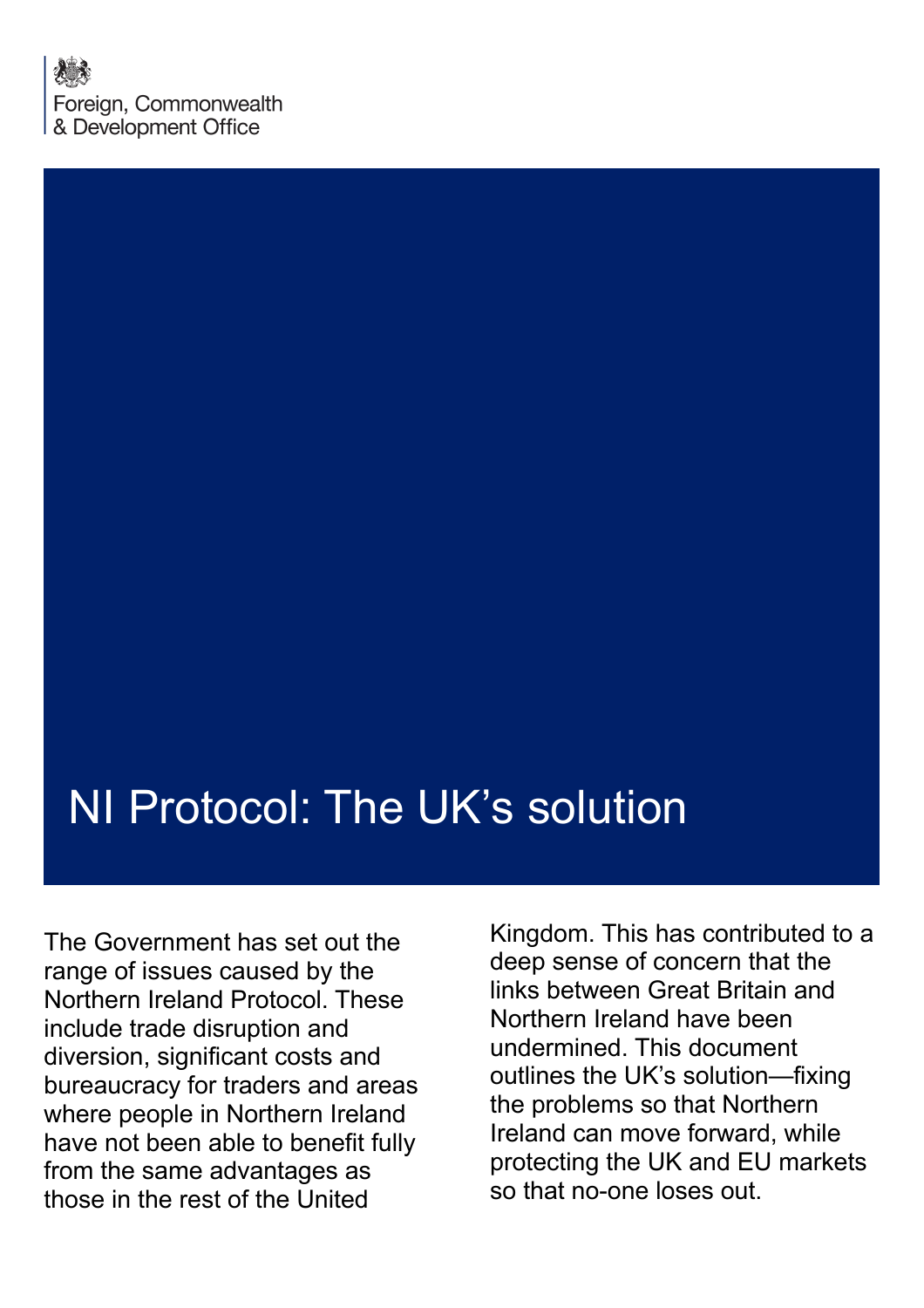Foreign, Commonwealth & Development Office

# NI Protocol: The UK's solution

The Government has set out the range of issues caused by the Northern Ireland Protocol. These include trade disruption and diversion, significant costs and bureaucracy for traders and areas where people in Northern Ireland have not been able to benefit fully from the same advantages as those in the rest of the United Kingdom. This has contributed to a deep sense of concern that the links between Great Britain and Northern Ireland have been undermined. This document outlines the UK's solution—fixing the problems so that Northern Ireland can move forward, while protecting the UK and EU markets so that no-one loses out.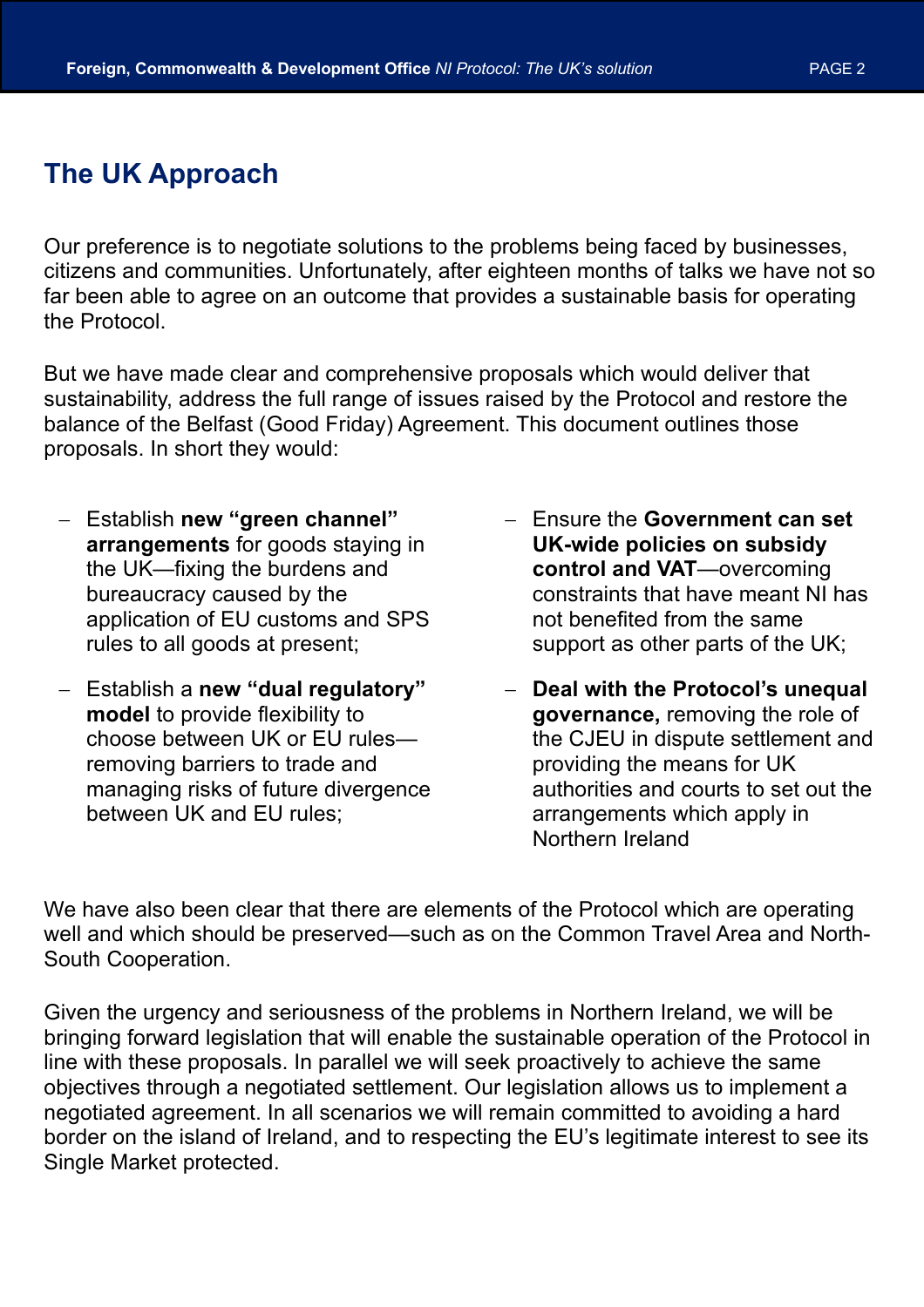## The UK Approach

Our preference is to negotiate solutions to the problems being faced by businesses, citizens and communities. Unfortunately, after eighteen months of talks we have not so far been able to agree on an outcome that provides a sustainable basis for operating the Protocol.

But we have made clear and comprehensive proposals which would deliver that sustainability, address the full range of issues raised by the Protocol and restore the balance of the Belfast (Good Friday) Agreement. This document outlines those proposals. In short they would:

- Establish **new "green channel" arrangements** for goods staying in the UK—fixing the burdens and bureaucracy caused by the application of EU customs and SPS rules to all goods at present;
- Establish a **new "dual regulatory" model** to provide flexibility to choose between UK or EU rules—removing barriers to trade and managing risks of future divergence between UK and EU rules;
- Ensure the **Government can set UK-wide policies on subsidy control and VAT**—overcoming constraints that have meant NI has not benefited from the same support as other parts of the UK;
- **Deal with the Protocol's unequal governance,** removing the role of the CJEU in dispute settlement and providing the means for UK authorities and courts to set out the arrangements which apply in Northern Ireland

We have also been clear that there are elements of the Protocol which are operating well and which should be preserved—such as on the Common Travel Area and North-South Cooperation.

Given the urgency and seriousness of the problems in Northern Ireland, we will be bringing forward legislation that will enable the sustainable operation of the Protocol in line with these proposals. In parallel we will seek proactively to achieve the same objectives through a negotiated settlement. Our legislation allows us to implement a negotiated agreement. In all scenarios we will remain committed to avoiding a hard border on the island of Ireland, and to respecting the EU's legitimate interest to see its Single Market protected.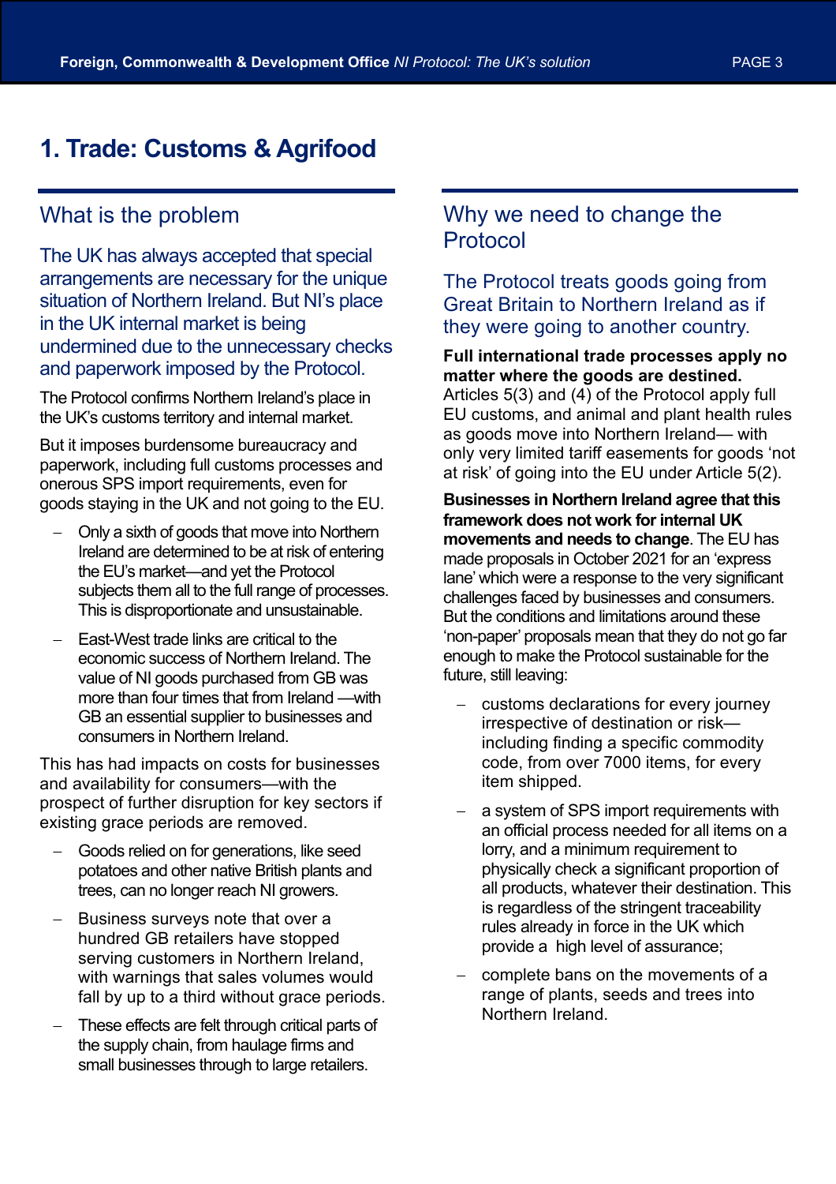# 1. Trade: Customs & Agrifood

## What is the problem

### The UK has always accepted that special arrangements are necessary for the unique situation of Northern Ireland. But NI's place in the UK internal market is being undermined due to the unnecessary checks and paperwork imposed by the Protocol.

The Protocol confirms Northern Ireland's place in the UK's customs territory and internal market.

But it imposes burdensome bureaucracy and paperwork, including full customs processes and onerous SPS import requirements, even for goods staying in the UK and not going to the EU.

- Only a sixth of goods that move into Northern Ireland are determined to be at risk of entering the EU's market—and yet the Protocol subjects them all to the full range of processes. This is disproportionate and unsustainable.
- East-West trade links are critical to the economic success of Northern Ireland. The value of NI goods purchased from GB was more than four times that from Ireland —with GB an essential supplier to businesses and consumers in Northern Ireland.

This has had impacts on costs for businesses and availability for consumers—with the prospect of further disruption for key sectors if existing grace periods are removed.

- Goods relied on for generations, like seed potatoes and other native British plants and trees, can no longer reach NI growers.
- Business surveys note that over a hundred GB retailers have stopped serving customers in Northern Ireland, with warnings that sales volumes would fall by up to a third without grace periods.
- These effects are felt through critical parts of the supply chain, from haulage firms and small businesses through to large retailers.

## Why we need to change the Protocol

### The Protocol treats goods going from Great Britain to Northern Ireland as if they were going to another country.

**Full international trade processes apply no matter where the goods are destined.** Articles 5(3) and (4) of the Protocol apply full EU customs, and animal and plant health rules as goods move into Northern Ireland— with only very limited tariff easements for goods 'not at risk' of going into the EU under Article 5(2).

**Businesses in Northern Ireland agree that this framework does not work for internal UK movements and needs to change**. The EU has made proposals in October 2021 for an 'express lane' which were a response to the very significant challenges faced by businesses and consumers. But the conditions and limitations around these 'non-paper' proposals mean that they do not go far enough to make the Protocol sustainable for the future, still leaving:

- customs declarations for every journey irrespective of destination or risk—including finding a specific commodity code, from over 7000 items, for every item shipped.
- a system of SPS import requirements with an official process needed for all items on a lorry, and a minimum requirement to physically check a significant proportion of all products, whatever their destination. This is regardless of the stringent traceability rules already in force in the UK which provide a high level of assurance;
- complete bans on the movements of a range of plants, seeds and trees into Northern Ireland.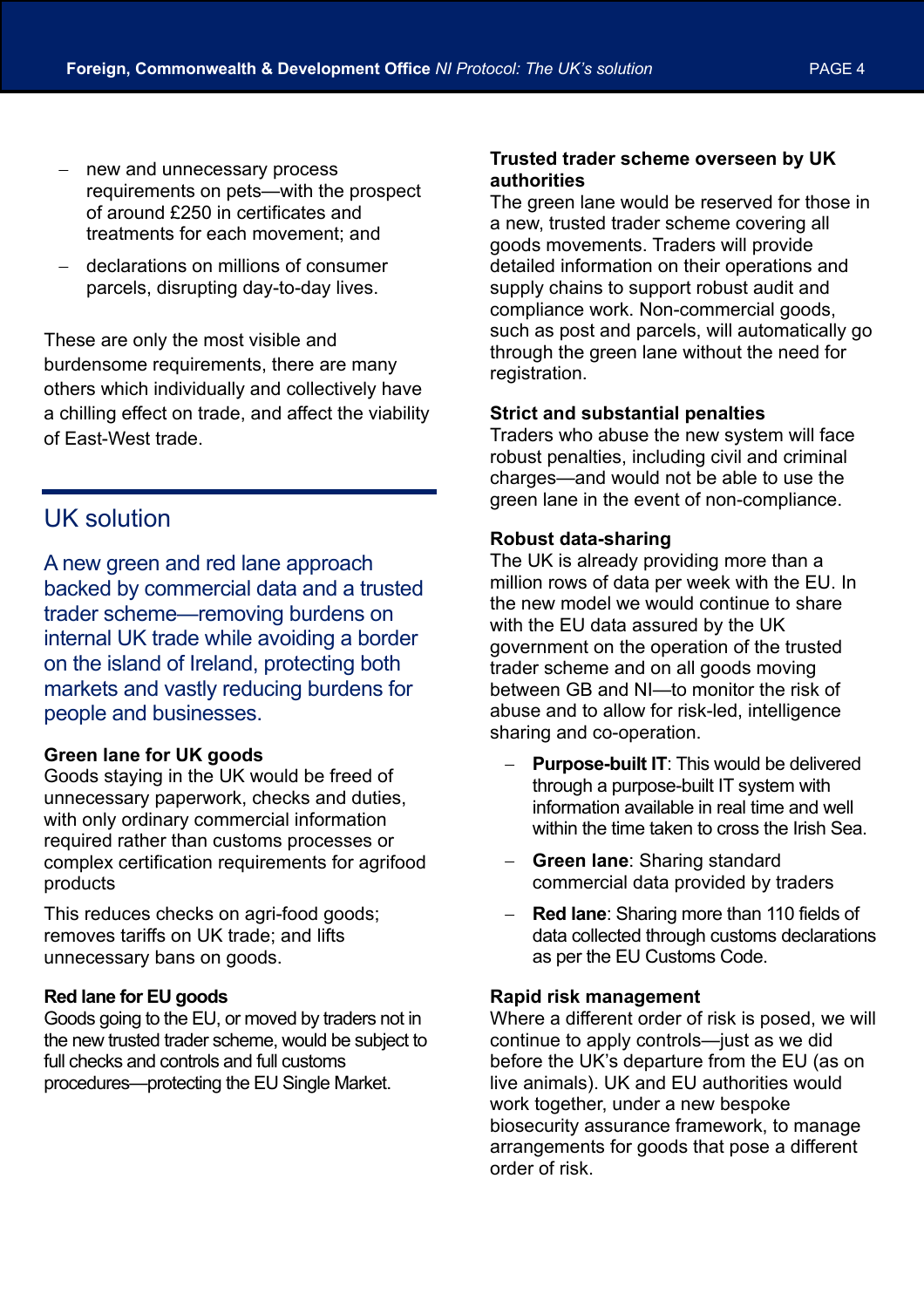- new and unnecessary process requirements on pets—with the prospect of around £250 in certificates and treatments for each movement; and
- declarations on millions of consumer parcels, disrupting day-to-day lives.

These are only the most visible and burdensome requirements, there are many others which individually and collectively have a chilling effect on trade, and affect the viability of East-West trade.

## UK solution

### A new green and red lane approach backed by commercial data and a trusted trader scheme—removing burdens on internal UK trade while avoiding a border on the island of Ireland, protecting both markets and vastly reducing burdens for people and businesses.

**Green lane for UK goods**
Goods staying in the UK would be freed of unnecessary paperwork, checks and duties, with only ordinary commercial information required rather than customs processes or complex certification requirements for agrifood products

This reduces checks on agri-food goods; removes tariffs on UK trade; and lifts unnecessary bans on goods.

**Red lane for EU goods**
Goods going to the EU, or moved by traders not in the new trusted trader scheme, would be subject to full checks and controls and full customs procedures—protecting the EU Single Market.

**Trusted trader scheme overseen by UK authorities**
The green lane would be reserved for those in a new, trusted trader scheme covering all goods movements. Traders will provide detailed information on their operations and supply chains to support robust audit and compliance work. Non-commercial goods, such as post and parcels, will automatically go through the green lane without the need for registration.

**Strict and substantial penalties**
Traders who abuse the new system will face robust penalties, including civil and criminal charges—and would not be able to use the green lane in the event of non-compliance.

**Robust data-sharing**
The UK is already providing more than a million rows of data per week with the EU. In the new model we would continue to share with the EU data assured by the UK government on the operation of the trusted trader scheme and on all goods moving between GB and NI—to monitor the risk of abuse and to allow for risk-led, intelligence sharing and co-operation.

- **Purpose-built IT**: This would be delivered through a purpose-built IT system with information available in real time and well within the time taken to cross the Irish Sea.
- **Green lane**: Sharing standard commercial data provided by traders
- **Red lane**: Sharing more than 110 fields of data collected through customs declarations as per the EU Customs Code.

**Rapid risk management**
Where a different order of risk is posed, we will continue to apply controls—just as we did before the UK's departure from the EU (as on live animals). UK and EU authorities would work together, under a new bespoke biosecurity assurance framework, to manage arrangements for goods that pose a different order of risk.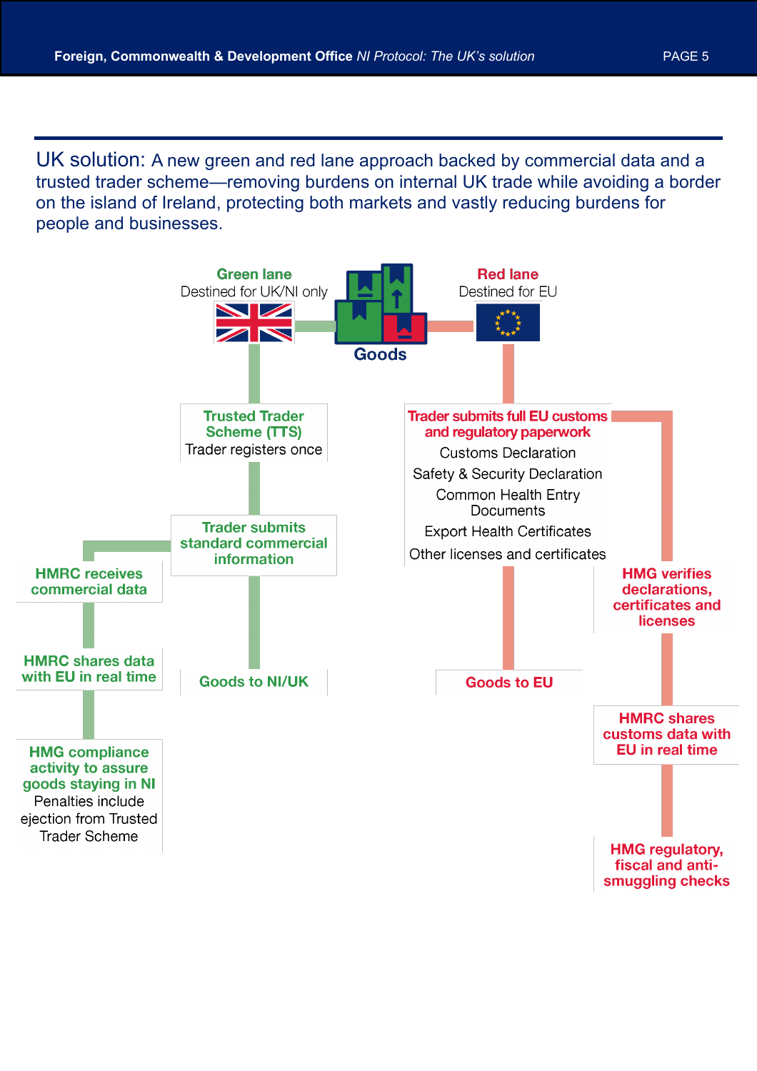**UK solution:** A new green and red lane approach backed by commercial data and a trusted trader scheme—removing burdens on internal UK trade while avoiding a border on the island of Ireland, protecting both markets and vastly reducing burdens for people and businesses.

**Goods**

**Green lane**
Destined for UK/NI only

**Trusted Trader Scheme (TTS)**
Trader registers once

**Trader submits standard commercial information**

**HMRC receives commercial data**

**HMRC shares data with EU in real time**

**HMG compliance activity to assure goods staying in NI**
Penalties include ejection from Trusted Trader Scheme

**Goods to NI/UK**

**Red lane**
Destined for EU

**Trader submits full EU customs and regulatory paperwork**
- Customs Declaration
- Safety & Security Declaration
- Common Health Entry Documents
- Export Health Certificates
- Other licenses and certificates

**Goods to EU**

**HMG verifies declarations, certificates and licenses**

**HMRC shares customs data with EU in real time**

**HMG regulatory, fiscal and anti-smuggling checks**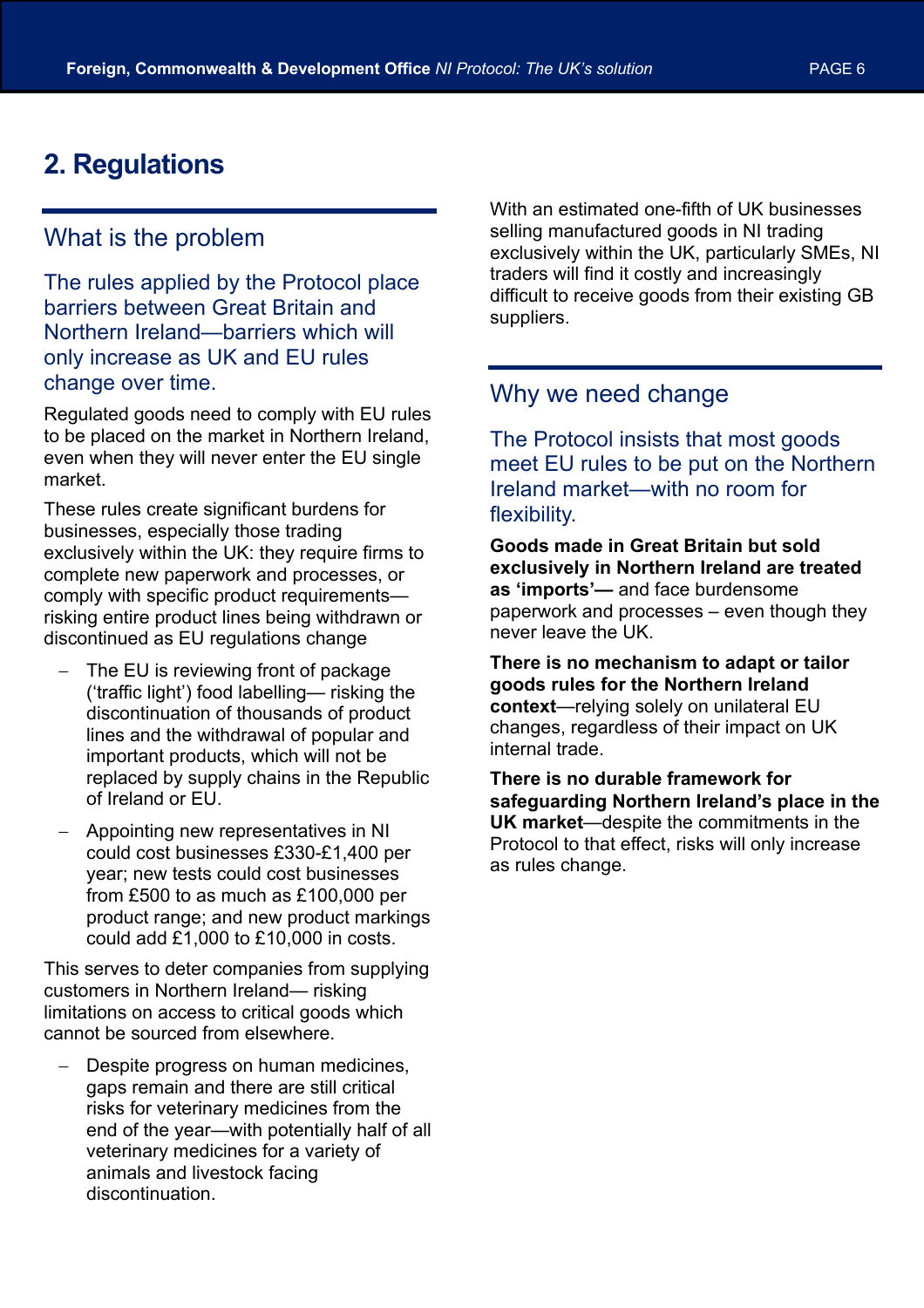## 2. Regulations

### What is the problem

The rules applied by the Protocol place barriers between Great Britain and Northern Ireland—barriers which will only increase as UK and EU rules change over time.

Regulated goods need to comply with EU rules to be placed on the market in Northern Ireland, even when they will never enter the EU single market.

These rules create significant burdens for businesses, especially those trading exclusively within the UK: they require firms to complete new paperwork and processes, or comply with specific product requirements—risking entire product lines being withdrawn or discontinued as EU regulations change

- The EU is reviewing front of package ('traffic light') food labelling— risking the discontinuation of thousands of product lines and the withdrawal of popular and important products, which will not be replaced by supply chains in the Republic of Ireland or EU.
- Appointing new representatives in NI could cost businesses £330-£1,400 per year; new tests could cost businesses from £500 to as much as £100,000 per product range; and new product markings could add £1,000 to £10,000 in costs.

This serves to deter companies from supplying customers in Northern Ireland— risking limitations on access to critical goods which cannot be sourced from elsewhere.

- Despite progress on human medicines, gaps remain and there are still critical risks for veterinary medicines from the end of the year—with potentially half of all veterinary medicines for a variety of animals and livestock facing discontinuation.

With an estimated one-fifth of UK businesses selling manufactured goods in NI trading exclusively within the UK, particularly SMEs, NI traders will find it costly and increasingly difficult to receive goods from their existing GB suppliers.

### Why we need change

The Protocol insists that most goods meet EU rules to be put on the Northern Ireland market—with no room for flexibility.

**Goods made in Great Britain but sold exclusively in Northern Ireland are treated as 'imports'—** and face burdensome paperwork and processes – even though they never leave the UK.

**There is no mechanism to adapt or tailor goods rules for the Northern Ireland context**—relying solely on unilateral EU changes, regardless of their impact on UK internal trade.

**There is no durable framework for safeguarding Northern Ireland's place in the UK market**—despite the commitments in the Protocol to that effect, risks will only increase as rules change.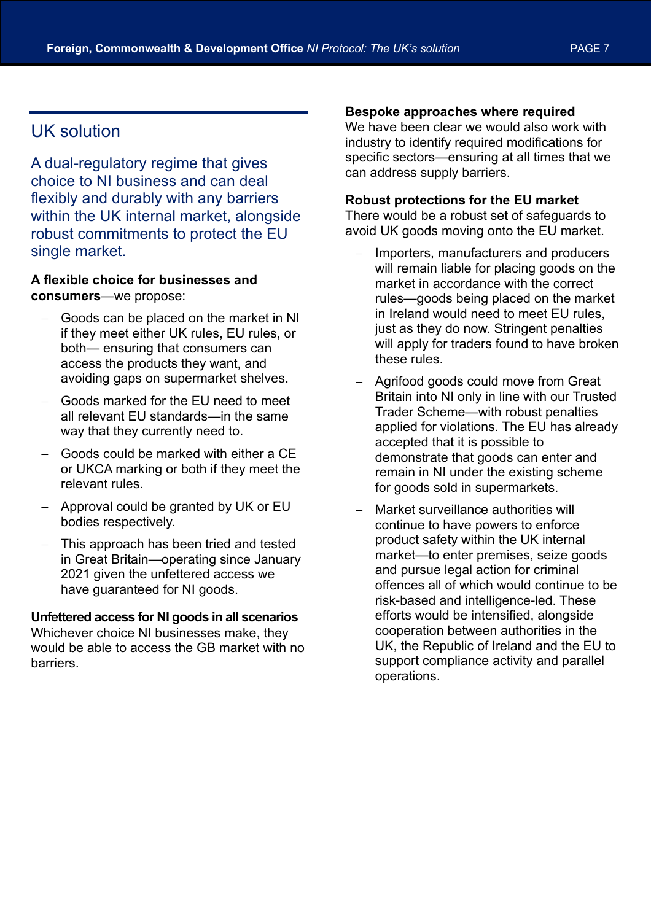## UK solution

### A dual-regulatory regime that gives choice to NI business and can deal flexibly and durably with any barriers within the UK internal market, alongside robust commitments to protect the EU single market.

**A flexible choice for businesses and consumers**—we propose:

- Goods can be placed on the market in NI if they meet either UK rules, EU rules, or both— ensuring that consumers can access the products they want, and avoiding gaps on supermarket shelves.
- Goods marked for the EU need to meet all relevant EU standards—in the same way that they currently need to.
- Goods could be marked with either a CE or UKCA marking or both if they meet the relevant rules.
- Approval could be granted by UK or EU bodies respectively.
- This approach has been tried and tested in Great Britain—operating since January 2021 given the unfettered access we have guaranteed for NI goods.

**Unfettered access for NI goods in all scenarios**
Whichever choice NI businesses make, they would be able to access the GB market with no barriers.

**Bespoke approaches where required**
We have been clear we would also work with industry to identify required modifications for specific sectors—ensuring at all times that we can address supply barriers.

**Robust protections for the EU market**
There would be a robust set of safeguards to avoid UK goods moving onto the EU market.

- Importers, manufacturers and producers will remain liable for placing goods on the market in accordance with the correct rules—goods being placed on the market in Ireland would need to meet EU rules, just as they do now. Stringent penalties will apply for traders found to have broken these rules.
- Agrifood goods could move from Great Britain into NI only in line with our Trusted Trader Scheme—with robust penalties applied for violations. The EU has already accepted that it is possible to demonstrate that goods can enter and remain in NI under the existing scheme for goods sold in supermarkets.
- Market surveillance authorities will continue to have powers to enforce product safety within the UK internal market—to enter premises, seize goods and pursue legal action for criminal offences all of which would continue to be risk-based and intelligence-led. These efforts would be intensified, alongside cooperation between authorities in the UK, the Republic of Ireland and the EU to support compliance activity and parallel operations.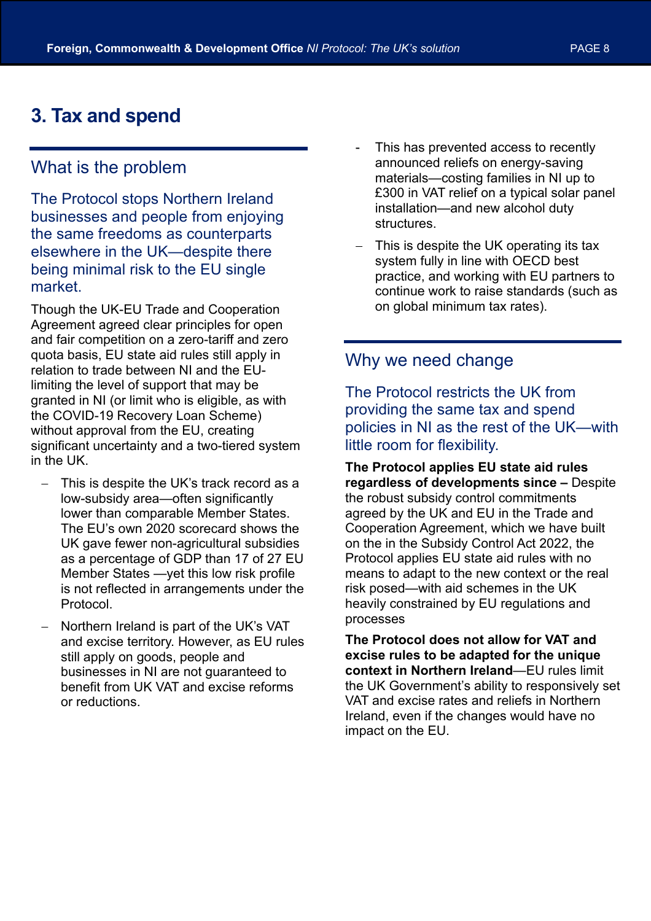# 3. Tax and spend

## What is the problem

### The Protocol stops Northern Ireland businesses and people from enjoying the same freedoms as counterparts elsewhere in the UK—despite there being minimal risk to the EU single market.

Though the UK-EU Trade and Cooperation Agreement agreed clear principles for open and fair competition on a zero-tariff and zero quota basis, EU state aid rules still apply in relation to trade between NI and the EU- limiting the level of support that may be granted in NI (or limit who is eligible, as with the COVID-19 Recovery Loan Scheme) without approval from the EU, creating significant uncertainty and a two-tiered system in the UK.

- This is despite the UK's track record as a low-subsidy area—often significantly lower than comparable Member States. The EU's own 2020 scorecard shows the UK gave fewer non-agricultural subsidies as a percentage of GDP than 17 of 27 EU Member States —yet this low risk profile is not reflected in arrangements under the Protocol.
- Northern Ireland is part of the UK's VAT and excise territory. However, as EU rules still apply on goods, people and businesses in NI are not guaranteed to benefit from UK VAT and excise reforms or reductions.
- This has prevented access to recently announced reliefs on energy-saving materials—costing families in NI up to £300 in VAT relief on a typical solar panel installation—and new alcohol duty structures.
- This is despite the UK operating its tax system fully in line with OECD best practice, and working with EU partners to continue work to raise standards (such as on global minimum tax rates).

## Why we need change

### The Protocol restricts the UK from providing the same tax and spend policies in NI as the rest of the UK—with little room for flexibility.

**The Protocol applies EU state aid rules regardless of developments since –** Despite the robust subsidy control commitments agreed by the UK and EU in the Trade and Cooperation Agreement, which we have built on the in the Subsidy Control Act 2022, the Protocol applies EU state aid rules with no means to adapt to the new context or the real risk posed—with aid schemes in the UK heavily constrained by EU regulations and processes

**The Protocol does not allow for VAT and excise rules to be adapted for the unique context in Northern Ireland**—EU rules limit the UK Government's ability to responsively set VAT and excise rates and reliefs in Northern Ireland, even if the changes would have no impact on the EU.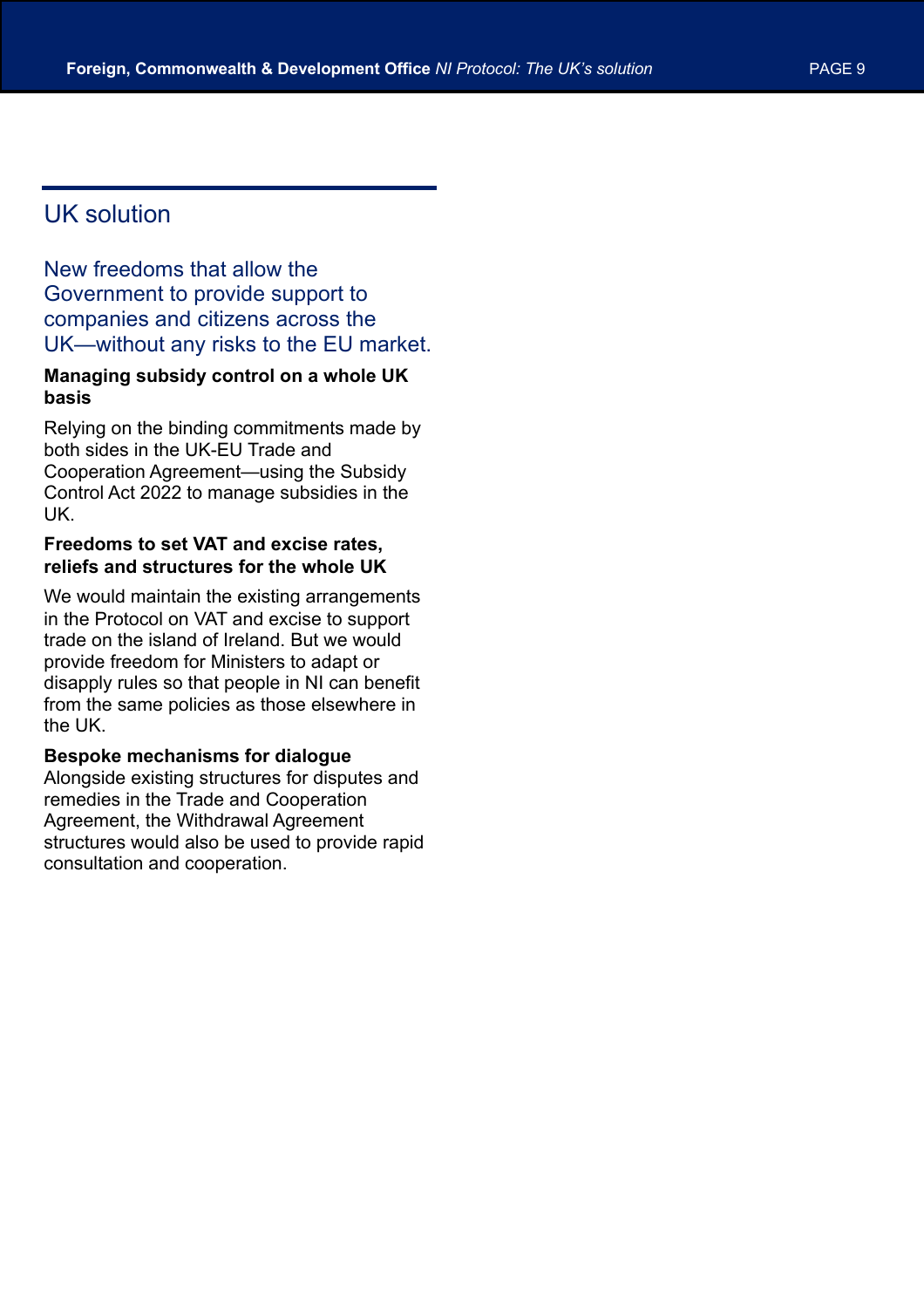## UK solution

### New freedoms that allow the Government to provide support to companies and citizens across the UK—without any risks to the EU market.

**Managing subsidy control on a whole UK basis**

Relying on the binding commitments made by both sides in the UK-EU Trade and Cooperation Agreement—using the Subsidy Control Act 2022 to manage subsidies in the UK.

**Freedoms to set VAT and excise rates, reliefs and structures for the whole UK**

We would maintain the existing arrangements in the Protocol on VAT and excise to support trade on the island of Ireland. But we would provide freedom for Ministers to adapt or disapply rules so that people in NI can benefit from the same policies as those elsewhere in the UK.

**Bespoke mechanisms for dialogue**
Alongside existing structures for disputes and remedies in the Trade and Cooperation Agreement, the Withdrawal Agreement structures would also be used to provide rapid consultation and cooperation.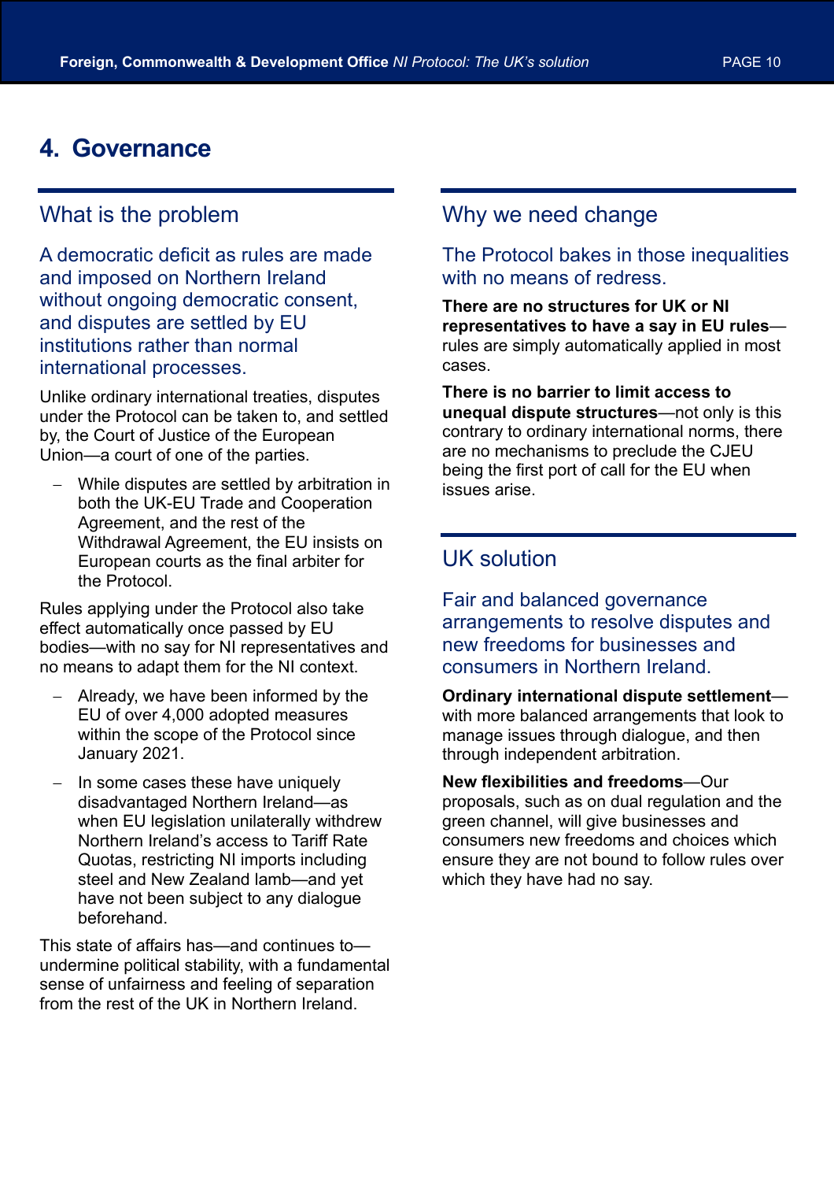# 4. Governance

## What is the problem

### A democratic deficit as rules are made and imposed on Northern Ireland without ongoing democratic consent, and disputes are settled by EU institutions rather than normal international processes.

Unlike ordinary international treaties, disputes under the Protocol can be taken to, and settled by, the Court of Justice of the European Union—a court of one of the parties.

- While disputes are settled by arbitration in both the UK-EU Trade and Cooperation Agreement, and the rest of the Withdrawal Agreement, the EU insists on European courts as the final arbiter for the Protocol.

Rules applying under the Protocol also take effect automatically once passed by EU bodies—with no say for NI representatives and no means to adapt them for the NI context.

- Already, we have been informed by the EU of over 4,000 adopted measures within the scope of the Protocol since January 2021.
- In some cases these have uniquely disadvantaged Northern Ireland—as when EU legislation unilaterally withdrew Northern Ireland's access to Tariff Rate Quotas, restricting NI imports including steel and New Zealand lamb—and yet have not been subject to any dialogue beforehand.

This state of affairs has—and continues to—undermine political stability, with a fundamental sense of unfairness and feeling of separation from the rest of the UK in Northern Ireland.

## Why we need change

### The Protocol bakes in those inequalities with no means of redress.

**There are no structures for UK or NI representatives to have a say in EU rules**—rules are simply automatically applied in most cases.

**There is no barrier to limit access to unequal dispute structures**—not only is this contrary to ordinary international norms, there are no mechanisms to preclude the CJEU being the first port of call for the EU when issues arise.

## UK solution

### Fair and balanced governance arrangements to resolve disputes and new freedoms for businesses and consumers in Northern Ireland.

**Ordinary international dispute settlement**—with more balanced arrangements that look to manage issues through dialogue, and then through independent arbitration.

**New flexibilities and freedoms**—Our proposals, such as on dual regulation and the green channel, will give businesses and consumers new freedoms and choices which ensure they are not bound to follow rules over which they have had no say.